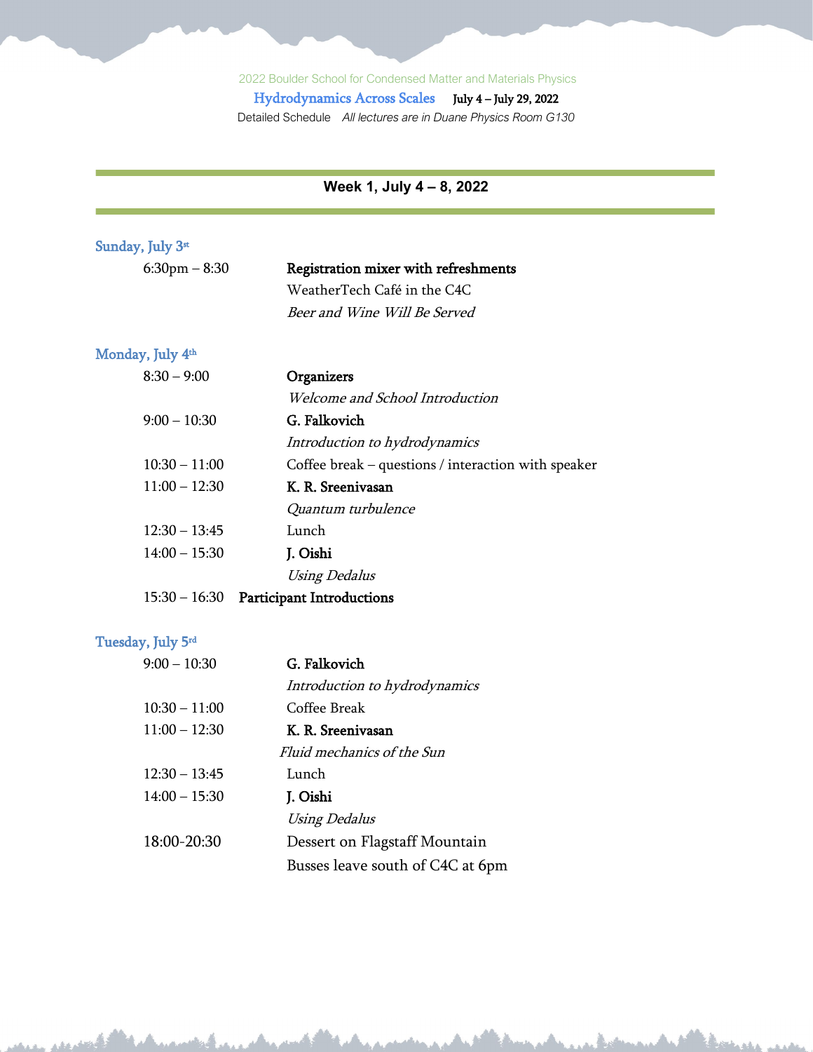2022 Boulder School for Condensed Matter and Materials Physics

# Hydrodynamics Across Scales **July 4 – July 29, 2022**

Detailed Schedule *All lectures are in Duane Physics Room G130*

## Week 1, July 4 – 8, 2022

### Sunday, July 3rd

| | |
|---|---|
| 6:30pm – 8:30 | **Registration mixer with refreshments**<br>WeatherTech Café in the C4C<br>*Beer and Wine Will Be Served* |

### Monday, July 4th

| | |
|---|---|
| 8:30 – 9:00 | **Organizers**<br>*Welcome and School Introduction* |
| 9:00 – 10:30 | **G. Falkovich**<br>*Introduction to hydrodynamics* |
| 10:30 – 11:00 | Coffee break – questions / interaction with speaker |
| 11:00 – 12:30 | **K. R. Sreenivasan**<br>*Quantum turbulence* |
| 12:30 – 13:45 | Lunch |
| 14:00 – 15:30 | **J. Oishi**<br>*Using Dedalus* |
| 15:30 – 16:30 | **Participant Introductions** |

### Tuesday, July 5rd

| | |
|---|---|
| 9:00 – 10:30 | **G. Falkovich**<br>*Introduction to hydrodynamics* |
| 10:30 – 11:00 | Coffee Break |
| 11:00 – 12:30 | **K. R. Sreenivasan**<br>*Fluid mechanics of the Sun* |
| 12:30 – 13:45 | Lunch |
| 14:00 – 15:30 | **J. Oishi**<br>*Using Dedalus* |
| 18:00-20:30 | Dessert on Flagstaff Mountain<br>Busses leave south of C4C at 6pm |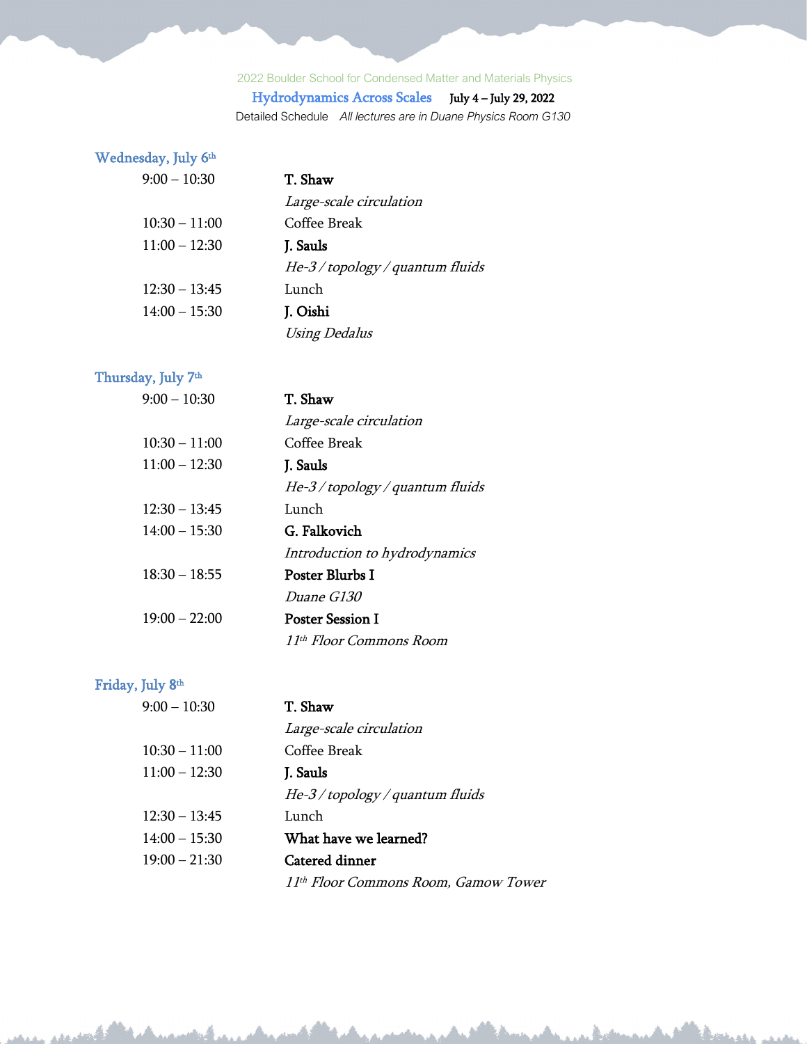2022 Boulder School for Condensed Matter and Materials Physics

Hydrodynamics Across Scales July 4 – July 29, 2022

Detailed Schedule *All lectures are in Duane Physics Room G130*

## Wednesday, July 6th

| | |
|---|---|
| 9:00 – 10:30 | **T. Shaw** *Large-scale circulation* |
| 10:30 – 11:00 | Coffee Break |
| 11:00 – 12:30 | **J. Sauls** *He-3 / topology / quantum fluids* |
| 12:30 – 13:45 | Lunch |
| 14:00 – 15:30 | **J. Oishi** *Using Dedalus* |

## Thursday, July 7th

| | |
|---|---|
| 9:00 – 10:30 | **T. Shaw** *Large-scale circulation* |
| 10:30 – 11:00 | Coffee Break |
| 11:00 – 12:30 | **J. Sauls** *He-3 / topology / quantum fluids* |
| 12:30 – 13:45 | Lunch |
| 14:00 – 15:30 | **G. Falkovich** *Introduction to hydrodynamics* |
| 18:30 – 18:55 | **Poster Blurbs I** *Duane G130* |
| 19:00 – 22:00 | **Poster Session I** *11th Floor Commons Room* |

## Friday, July 8th

| | |
|---|---|
| 9:00 – 10:30 | **T. Shaw** *Large-scale circulation* |
| 10:30 – 11:00 | Coffee Break |
| 11:00 – 12:30 | **J. Sauls** *He-3 / topology / quantum fluids* |
| 12:30 – 13:45 | Lunch |
| 14:00 – 15:30 | **What have we learned?** |
| 19:00 – 21:30 | **Catered dinner** *11th Floor Commons Room, Gamow Tower* |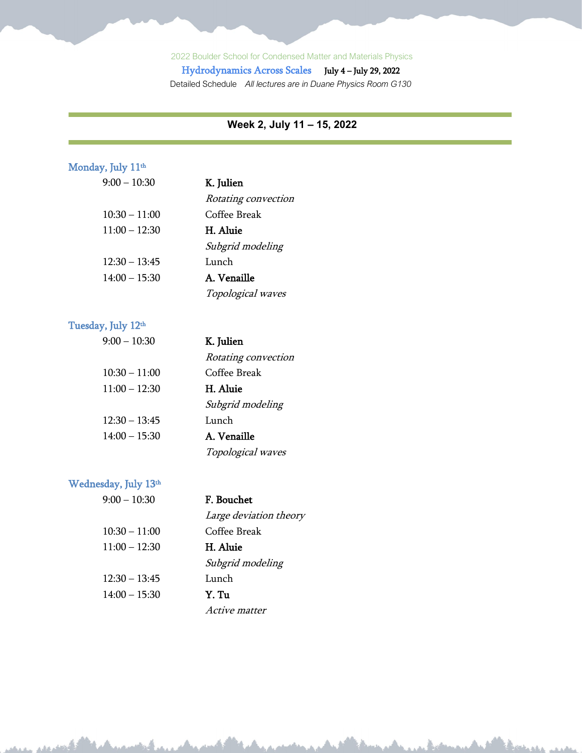2022 Boulder School for Condensed Matter and Materials Physics

Hydrodynamics Across Scales    **July 4 – July 29, 2022**

Detailed Schedule    *All lectures are in Duane Physics Room G130*

## Week 2, July 11 – 15, 2022

### Monday, July 11th

| Time | Session |
|---|---|
| 9:00 – 10:30 | **K. Julien** *Rotating convection* |
| 10:30 – 11:00 | Coffee Break |
| 11:00 – 12:30 | **H. Aluie** *Subgrid modeling* |
| 12:30 – 13:45 | Lunch |
| 14:00 – 15:30 | **A. Venaille** *Topological waves* |

### Tuesday, July 12th

| Time | Session |
|---|---|
| 9:00 – 10:30 | **K. Julien** *Rotating convection* |
| 10:30 – 11:00 | Coffee Break |
| 11:00 – 12:30 | **H. Aluie** *Subgrid modeling* |
| 12:30 – 13:45 | Lunch |
| 14:00 – 15:30 | **A. Venaille** *Topological waves* |

### Wednesday, July 13th

| Time | Session |
|---|---|
| 9:00 – 10:30 | **F. Bouchet** *Large deviation theory* |
| 10:30 – 11:00 | Coffee Break |
| 11:00 – 12:30 | **H. Aluie** *Subgrid modeling* |
| 12:30 – 13:45 | Lunch |
| 14:00 – 15:30 | **Y. Tu** *Active matter* |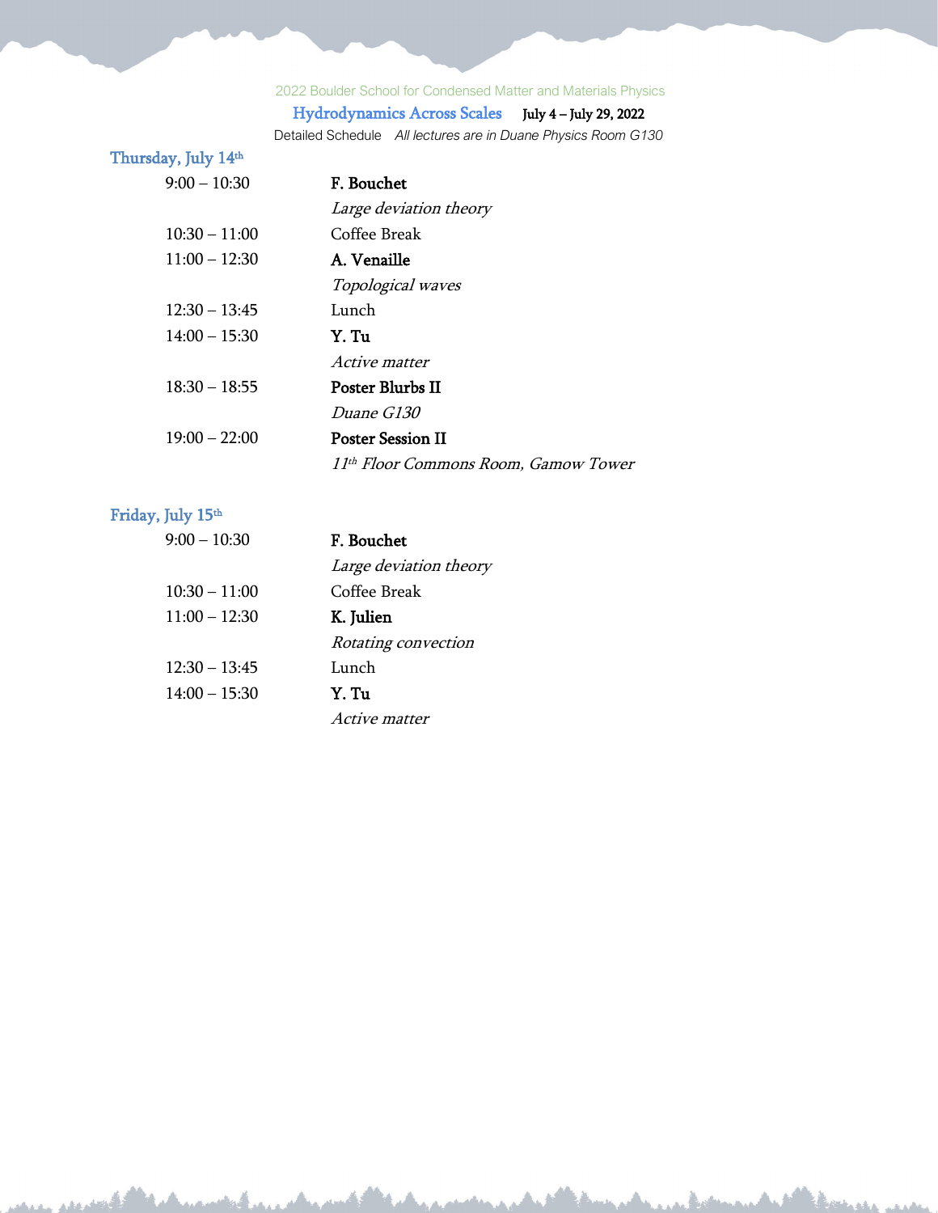2022 Boulder School for Condensed Matter and Materials Physics

Hydrodynamics Across Scales July 4 – July 29, 2022

Detailed Schedule *All lectures are in Duane Physics Room G130*

## Thursday, July 14th

| Time | Event |
|---|---|
| 9:00 – 10:30 | **F. Bouchet**<br>*Large deviation theory* |
| 10:30 – 11:00 | Coffee Break |
| 11:00 – 12:30 | **A. Venaille**<br>*Topological waves* |
| 12:30 – 13:45 | Lunch |
| 14:00 – 15:30 | **Y. Tu**<br>*Active matter* |
| 18:30 – 18:55 | **Poster Blurbs II**<br>*Duane G130* |
| 19:00 – 22:00 | **Poster Session II**<br>*11th Floor Commons Room, Gamow Tower* |

## Friday, July 15th

| Time | Event |
|---|---|
| 9:00 – 10:30 | **F. Bouchet**<br>*Large deviation theory* |
| 10:30 – 11:00 | Coffee Break |
| 11:00 – 12:30 | **K. Julien**<br>*Rotating convection* |
| 12:30 – 13:45 | Lunch |
| 14:00 – 15:30 | **Y. Tu**<br>*Active matter* |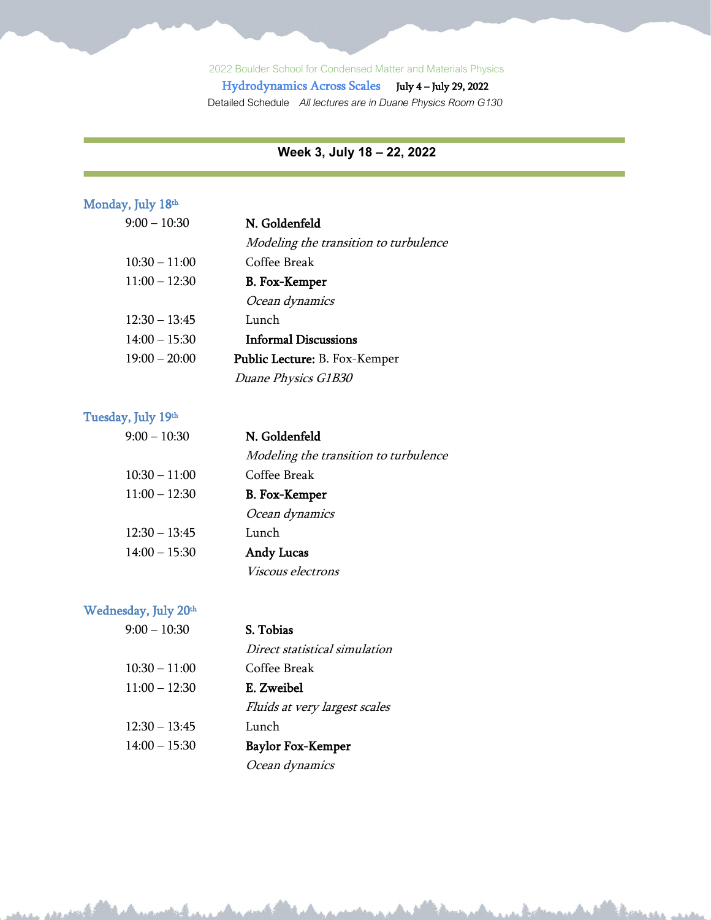2022 Boulder School for Condensed Matter and Materials Physics

Hydrodynamics Across Scales July 4 – July 29, 2022

Detailed Schedule *All lectures are in Duane Physics Room G130*

## Week 3, July 18 – 22, 2022

### Monday, July 18th

| | |
|---|---|
| 9:00 – 10:30 | **N. Goldenfeld**<br>*Modeling the transition to turbulence* |
| 10:30 – 11:00 | Coffee Break |
| 11:00 – 12:30 | **B. Fox-Kemper**<br>*Ocean dynamics* |
| 12:30 – 13:45 | Lunch |
| 14:00 – 15:30 | **Informal Discussions** |
| 19:00 – 20:00 | **Public Lecture:** B. Fox-Kemper<br>*Duane Physics G1B30* |

### Tuesday, July 19th

| | |
|---|---|
| 9:00 – 10:30 | **N. Goldenfeld**<br>*Modeling the transition to turbulence* |
| 10:30 – 11:00 | Coffee Break |
| 11:00 – 12:30 | **B. Fox-Kemper**<br>*Ocean dynamics* |
| 12:30 – 13:45 | Lunch |
| 14:00 – 15:30 | **Andy Lucas**<br>*Viscous electrons* |

### Wednesday, July 20th

| | |
|---|---|
| 9:00 – 10:30 | **S. Tobias**<br>*Direct statistical simulation* |
| 10:30 – 11:00 | Coffee Break |
| 11:00 – 12:30 | **E. Zweibel**<br>*Fluids at very largest scales* |
| 12:30 – 13:45 | Lunch |
| 14:00 – 15:30 | **Baylor Fox-Kemper**<br>*Ocean dynamics* |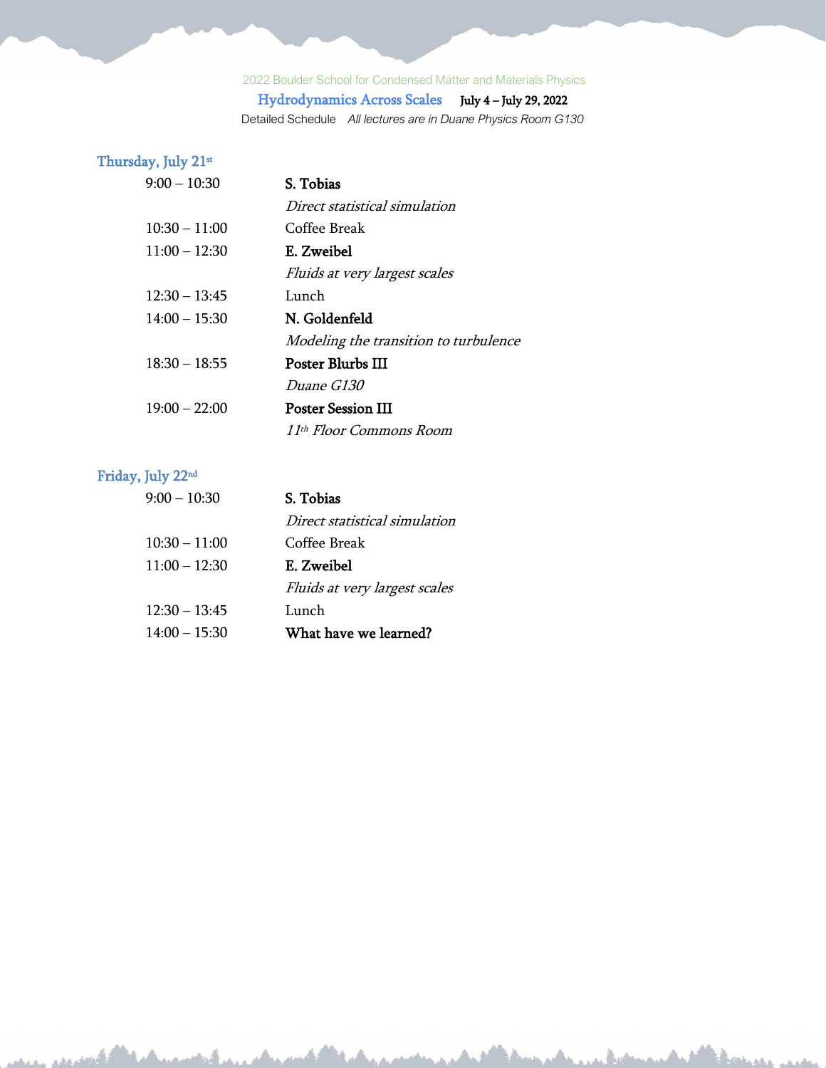2022 Boulder School for Condensed Matter and Materials Physics

**Hydrodynamics Across Scales** **July 4 – July 29, 2022**

Detailed Schedule *All lectures are in Duane Physics Room G130*

## Thursday, July 21st

| Time | Event |
| --- | --- |
| 9:00 – 10:30 | **S. Tobias**<br>*Direct statistical simulation* |
| 10:30 – 11:00 | Coffee Break |
| 11:00 – 12:30 | **E. Zweibel**<br>*Fluids at very largest scales* |
| 12:30 – 13:45 | Lunch |
| 14:00 – 15:30 | **N. Goldenfeld**<br>*Modeling the transition to turbulence* |
| 18:30 – 18:55 | **Poster Blurbs III**<br>*Duane G130* |
| 19:00 – 22:00 | **Poster Session III**<br>*11th Floor Commons Room* |

## Friday, July 22nd

| Time | Event |
| --- | --- |
| 9:00 – 10:30 | **S. Tobias**<br>*Direct statistical simulation* |
| 10:30 – 11:00 | Coffee Break |
| 11:00 – 12:30 | **E. Zweibel**<br>*Fluids at very largest scales* |
| 12:30 – 13:45 | Lunch |
| 14:00 – 15:30 | **What have we learned?** |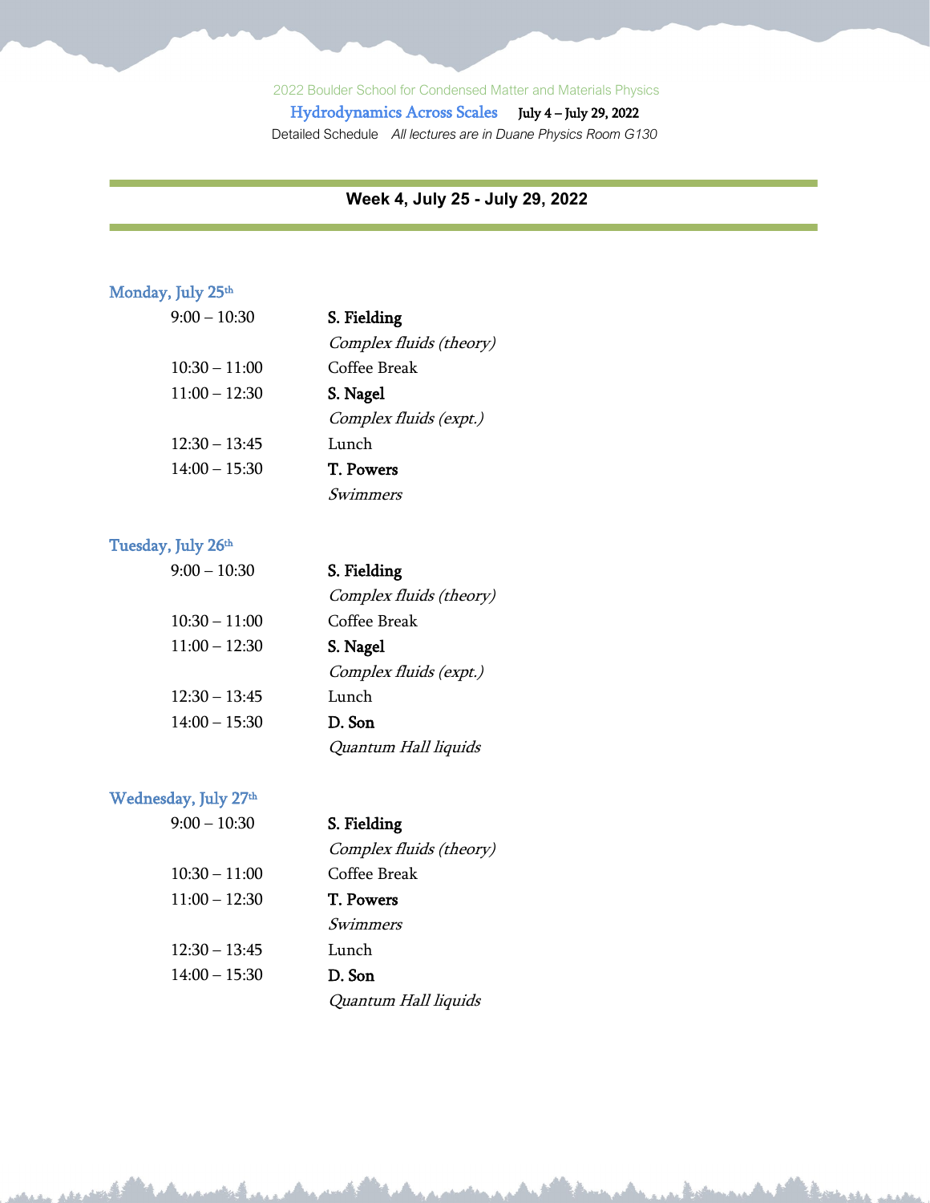2022 Boulder School for Condensed Matter and Materials Physics

**Hydrodynamics Across Scales** July 4 – July 29, 2022

Detailed Schedule *All lectures are in Duane Physics Room G130*

## Week 4, July 25 - July 29, 2022

### Monday, July 25th

| | |
|---|---|
| 9:00 – 10:30 | **S. Fielding**<br>*Complex fluids (theory)* |
| 10:30 – 11:00 | Coffee Break |
| 11:00 – 12:30 | **S. Nagel**<br>*Complex fluids (expt.)* |
| 12:30 – 13:45 | Lunch |
| 14:00 – 15:30 | **T. Powers**<br>*Swimmers* |

### Tuesday, July 26th

| | |
|---|---|
| 9:00 – 10:30 | **S. Fielding**<br>*Complex fluids (theory)* |
| 10:30 – 11:00 | Coffee Break |
| 11:00 – 12:30 | **S. Nagel**<br>*Complex fluids (expt.)* |
| 12:30 – 13:45 | Lunch |
| 14:00 – 15:30 | **D. Son**<br>*Quantum Hall liquids* |

### Wednesday, July 27th

| | |
|---|---|
| 9:00 – 10:30 | **S. Fielding**<br>*Complex fluids (theory)* |
| 10:30 – 11:00 | Coffee Break |
| 11:00 – 12:30 | **T. Powers**<br>*Swimmers* |
| 12:30 – 13:45 | Lunch |
| 14:00 – 15:30 | **D. Son**<br>*Quantum Hall liquids* |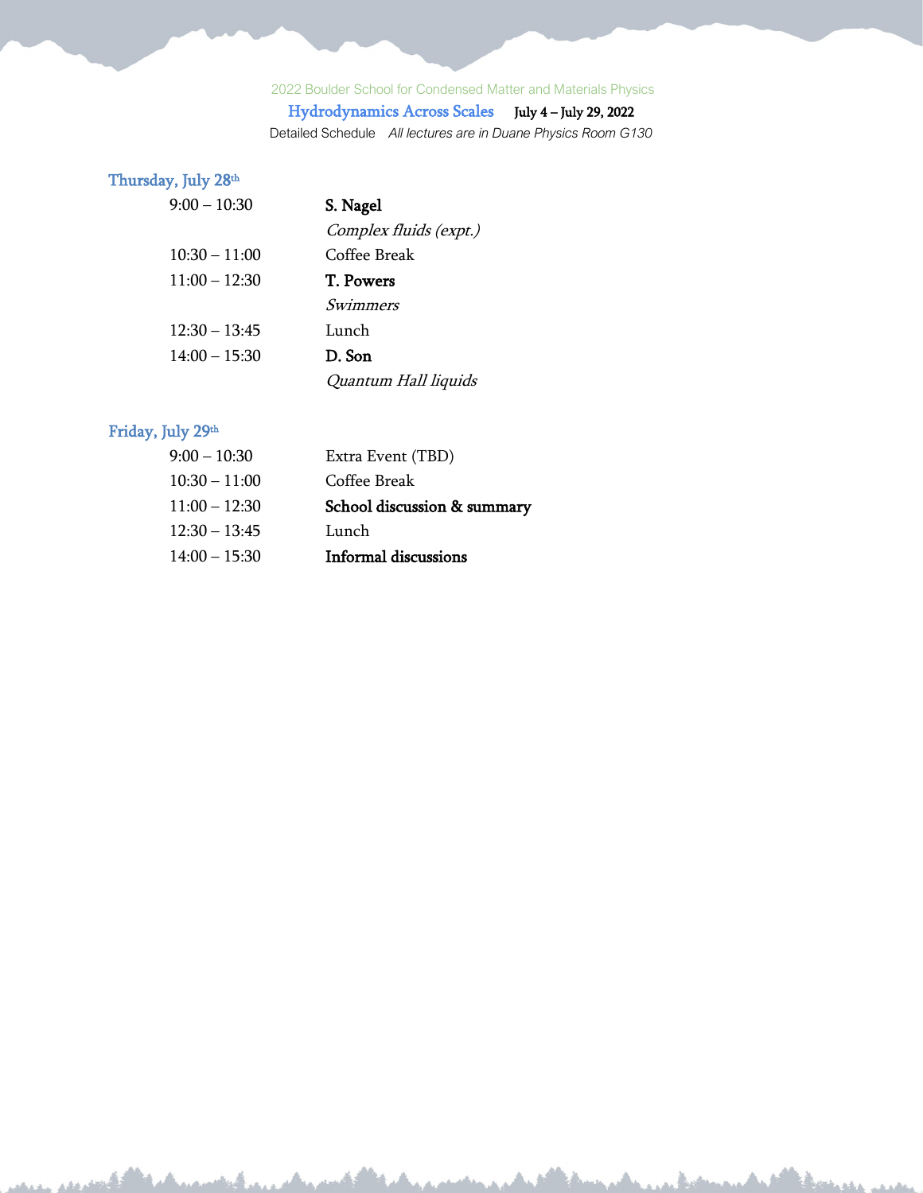2022 Boulder School for Condensed Matter and Materials Physics

Hydrodynamics Across Scales    **July 4 – July 29, 2022**

Detailed Schedule    *All lectures are in Duane Physics Room G130*

## Thursday, July 28th

| | |
|---|---|
| 9:00 – 10:30 | **S. Nagel**<br>*Complex fluids (expt.)* |
| 10:30 – 11:00 | Coffee Break |
| 11:00 – 12:30 | **T. Powers**<br>*Swimmers* |
| 12:30 – 13:45 | Lunch |
| 14:00 – 15:30 | **D. Son**<br>*Quantum Hall liquids* |

## Friday, July 29th

| | |
|---|---|
| 9:00 – 10:30 | Extra Event (TBD) |
| 10:30 – 11:00 | Coffee Break |
| 11:00 – 12:30 | **School discussion & summary** |
| 12:30 – 13:45 | Lunch |
| 14:00 – 15:30 | **Informal discussions** |